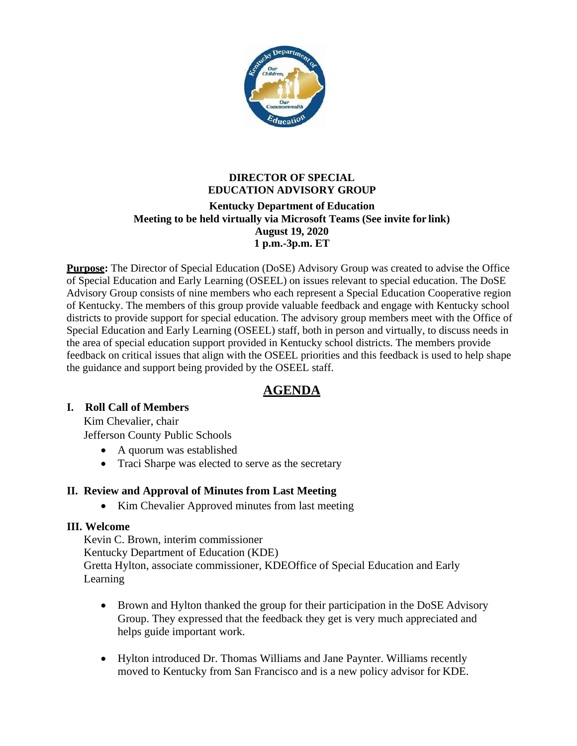**DIRECTOR OF SPECIAL EDUCATION ADVISORY GROUP**

**Kentucky Department of Education**
**Meeting to be held virtually via Microsoft Teams (See invite for link)**
**August 19, 2020**
**1 p.m.-3p.m. ET**

**Purpose:** The Director of Special Education (DoSE) Advisory Group was created to advise the Office of Special Education and Early Learning (OSEEL) on issues relevant to special education. The DoSE Advisory Group consists of nine members who each represent a Special Education Cooperative region of Kentucky. The members of this group provide valuable feedback and engage with Kentucky school districts to provide support for special education. The advisory group members meet with the Office of Special Education and Early Learning (OSEEL) staff, both in person and virtually, to discuss needs in the area of special education support provided in Kentucky school districts. The members provide feedback on critical issues that align with the OSEEL priorities and this feedback is used to help shape the guidance and support being provided by the OSEEL staff.

# AGENDA

## I. Roll Call of Members

Kim Chevalier, chair
Jefferson County Public Schools

- A quorum was established
- Traci Sharpe was elected to serve as the secretary

## II. Review and Approval of Minutes from Last Meeting

- Kim Chevalier Approved minutes from last meeting

## III. Welcome

Kevin C. Brown, interim commissioner
Kentucky Department of Education (KDE)
Gretta Hylton, associate commissioner, KDEOffice of Special Education and Early Learning

- Brown and Hylton thanked the group for their participation in the DoSE Advisory Group. They expressed that the feedback they get is very much appreciated and helps guide important work.

- Hylton introduced Dr. Thomas Williams and Jane Paynter. Williams recently moved to Kentucky from San Francisco and is a new policy advisor for KDE.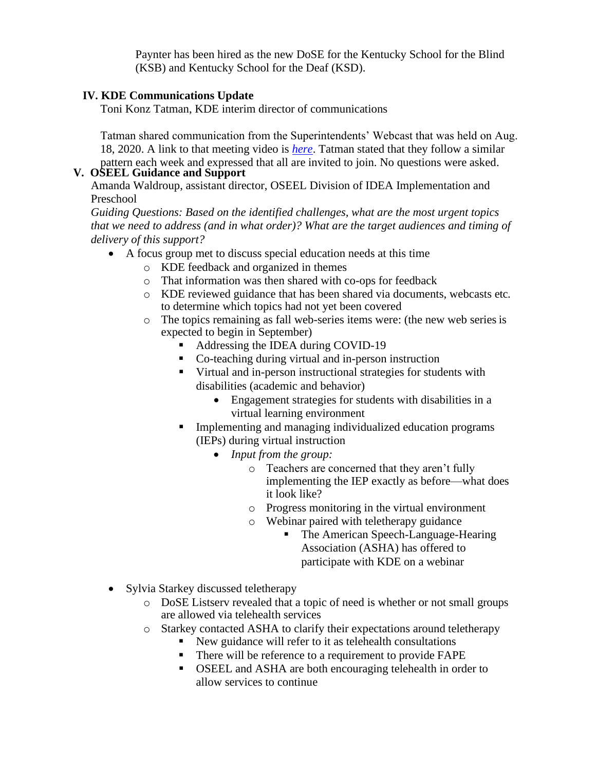Paynter has been hired as the new DoSE for the Kentucky School for the Blind (KSB) and Kentucky School for the Deaf (KSD).

## IV. KDE Communications Update

Toni Konz Tatman, KDE interim director of communications

Tatman shared communication from the Superintendents' Webcast that was held on Aug. 18, 2020. A link to that meeting video is *here*. Tatman stated that they follow a similar pattern each week and expressed that all are invited to join. No questions were asked.

## V. OSEEL Guidance and Support

Amanda Waldroup, assistant director, OSEEL Division of IDEA Implementation and Preschool

*Guiding Questions: Based on the identified challenges, what are the most urgent topics that we need to address (and in what order)? What are the target audiences and timing of delivery of this support?*

- A focus group met to discuss special education needs at this time
  - KDE feedback and organized in themes
  - That information was then shared with co-ops for feedback
  - KDE reviewed guidance that has been shared via documents, webcasts etc. to determine which topics had not yet been covered
  - The topics remaining as fall web-series items were: (the new web series is expected to begin in September)
    - Addressing the IDEA during COVID-19
    - Co-teaching during virtual and in-person instruction
    - Virtual and in-person instructional strategies for students with disabilities (academic and behavior)
      - Engagement strategies for students with disabilities in a virtual learning environment
    - Implementing and managing individualized education programs (IEPs) during virtual instruction
      - *Input from the group:*
        - Teachers are concerned that they aren't fully implementing the IEP exactly as before—what does it look like?
        - Progress monitoring in the virtual environment
        - Webinar paired with teletherapy guidance
          - The American Speech-Language-Hearing Association (ASHA) has offered to participate with KDE on a webinar

- Sylvia Starkey discussed teletherapy
  - DoSE Listserv revealed that a topic of need is whether or not small groups are allowed via telehealth services
  - Starkey contacted ASHA to clarify their expectations around teletherapy
    - New guidance will refer to it as telehealth consultations
    - There will be reference to a requirement to provide FAPE
    - OSEEL and ASHA are both encouraging telehealth in order to allow services to continue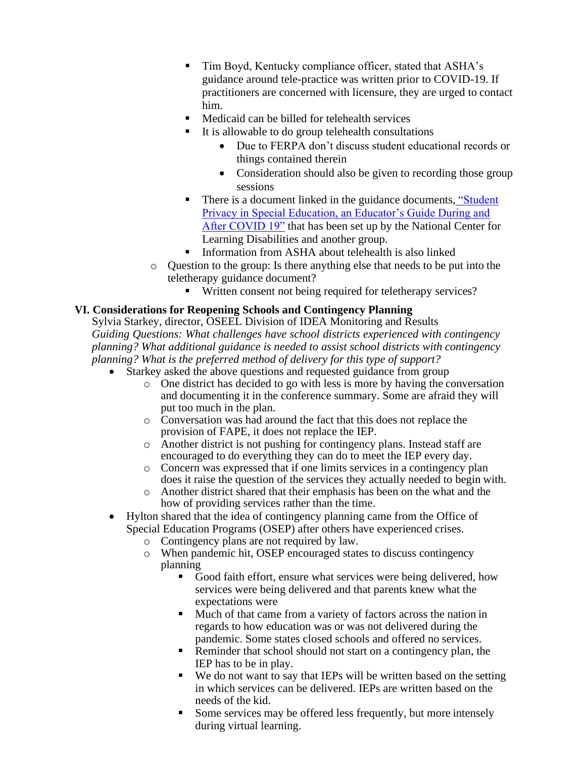- Tim Boyd, Kentucky compliance officer, stated that ASHA's guidance around tele-practice was written prior to COVID-19. If practitioners are concerned with licensure, they are urged to contact him.
            - Medicaid can be billed for telehealth services
            - It is allowable to do group telehealth consultations
                - Due to FERPA don't discuss student educational records or things contained therein
                - Consideration should also be given to recording those group sessions
            - There is a document linked in the guidance documents, "Student Privacy in Special Education, an Educator's Guide During and After COVID 19" that has been set up by the National Center for Learning Disabilities and another group.
            - Information from ASHA about telehealth is also linked
        - Question to the group: Is there anything else that needs to be put into the teletherapy guidance document?
            - Written consent not being required for teletherapy services?

**VI. Considerations for Reopening Schools and Contingency Planning**

Sylvia Starkey, director, OSEEL Division of IDEA Monitoring and Results

*Guiding Questions: What challenges have school districts experienced with contingency planning? What additional guidance is needed to assist school districts with contingency planning? What is the preferred method of delivery for this type of support?*

- Starkey asked the above questions and requested guidance from group
    - One district has decided to go with less is more by having the conversation and documenting it in the conference summary. Some are afraid they will put too much in the plan.
    - Conversation was had around the fact that this does not replace the provision of FAPE, it does not replace the IEP.
    - Another district is not pushing for contingency plans. Instead staff are encouraged to do everything they can do to meet the IEP every day.
    - Concern was expressed that if one limits services in a contingency plan does it raise the question of the services they actually needed to begin with.
    - Another district shared that their emphasis has been on the what and the how of providing services rather than the time.
- Hylton shared that the idea of contingency planning came from the Office of Special Education Programs (OSEP) after others have experienced crises.
    - Contingency plans are not required by law.
    - When pandemic hit, OSEP encouraged states to discuss contingency planning
        - Good faith effort, ensure what services were being delivered, how services were being delivered and that parents knew what the expectations were
        - Much of that came from a variety of factors across the nation in regards to how education was or was not delivered during the pandemic. Some states closed schools and offered no services.
        - Reminder that school should not start on a contingency plan, the IEP has to be in play.
        - We do not want to say that IEPs will be written based on the setting in which services can be delivered. IEPs are written based on the needs of the kid.
        - Some services may be offered less frequently, but more intensely during virtual learning.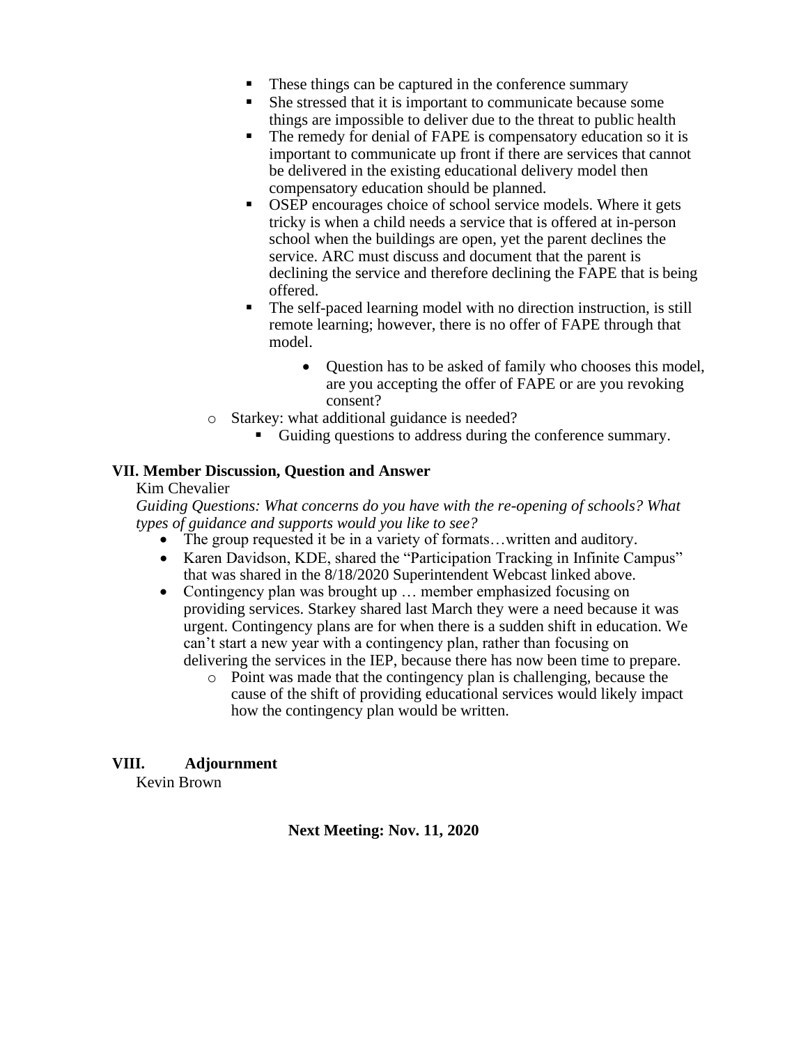- These things can be captured in the conference summary
    - She stressed that it is important to communicate because some things are impossible to deliver due to the threat to public health
    - The remedy for denial of FAPE is compensatory education so it is important to communicate up front if there are services that cannot be delivered in the existing educational delivery model then compensatory education should be planned.
    - OSEP encourages choice of school service models. Where it gets tricky is when a child needs a service that is offered at in-person school when the buildings are open, yet the parent declines the service. ARC must discuss and document that the parent is declining the service and therefore declining the FAPE that is being offered.
    - The self-paced learning model with no direction instruction, is still remote learning; however, there is no offer of FAPE through that model.
        - Question has to be asked of family who chooses this model, are you accepting the offer of FAPE or are you revoking consent?
  - Starkey: what additional guidance is needed?
    - Guiding questions to address during the conference summary.

**VII. Member Discussion, Question and Answer**

Kim Chevalier

*Guiding Questions: What concerns do you have with the re-opening of schools? What types of guidance and supports would you like to see?*

- The group requested it be in a variety of formats…written and auditory.
- Karen Davidson, KDE, shared the "Participation Tracking in Infinite Campus" that was shared in the 8/18/2020 Superintendent Webcast linked above.
- Contingency plan was brought up … member emphasized focusing on providing services. Starkey shared last March they were a need because it was urgent. Contingency plans are for when there is a sudden shift in education. We can't start a new year with a contingency plan, rather than focusing on delivering the services in the IEP, because there has now been time to prepare.
  - Point was made that the contingency plan is challenging, because the cause of the shift of providing educational services would likely impact how the contingency plan would be written.

**VIII. Adjournment**

Kevin Brown

**Next Meeting: Nov. 11, 2020**